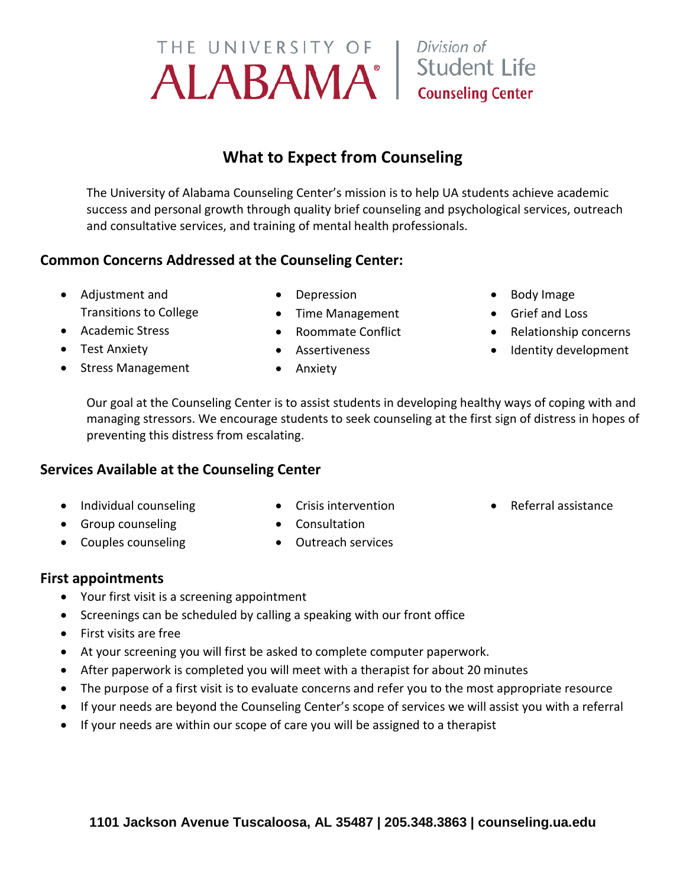THE UNIVERSITY OF **ALABAMA**® | *Division of* Student Life **Counseling Center**

# What to Expect from Counseling

The University of Alabama Counseling Center's mission is to help UA students achieve academic success and personal growth through quality brief counseling and psychological services, outreach and consultative services, and training of mental health professionals.

## Common Concerns Addressed at the Counseling Center:

- Adjustment and Transitions to College
- Academic Stress
- Test Anxiety
- Stress Management
- Depression
- Time Management
- Roommate Conflict
- Assertiveness
- Anxiety
- Body Image
- Grief and Loss
- Relationship concerns
- Identity development

Our goal at the Counseling Center is to assist students in developing healthy ways of coping with and managing stressors. We encourage students to seek counseling at the first sign of distress in hopes of preventing this distress from escalating.

## Services Available at the Counseling Center

- Individual counseling
- Group counseling
- Couples counseling
- Crisis intervention
- Consultation
- Outreach services
- Referral assistance

## First appointments

- Your first visit is a screening appointment
- Screenings can be scheduled by calling a speaking with our front office
- First visits are free
- At your screening you will first be asked to complete computer paperwork.
- After paperwork is completed you will meet with a therapist for about 20 minutes
- The purpose of a first visit is to evaluate concerns and refer you to the most appropriate resource
- If your needs are beyond the Counseling Center's scope of services we will assist you with a referral
- If your needs are within our scope of care you will be assigned to a therapist

**1101 Jackson Avenue Tuscaloosa, AL 35487 | 205.348.3863 | counseling.ua.edu**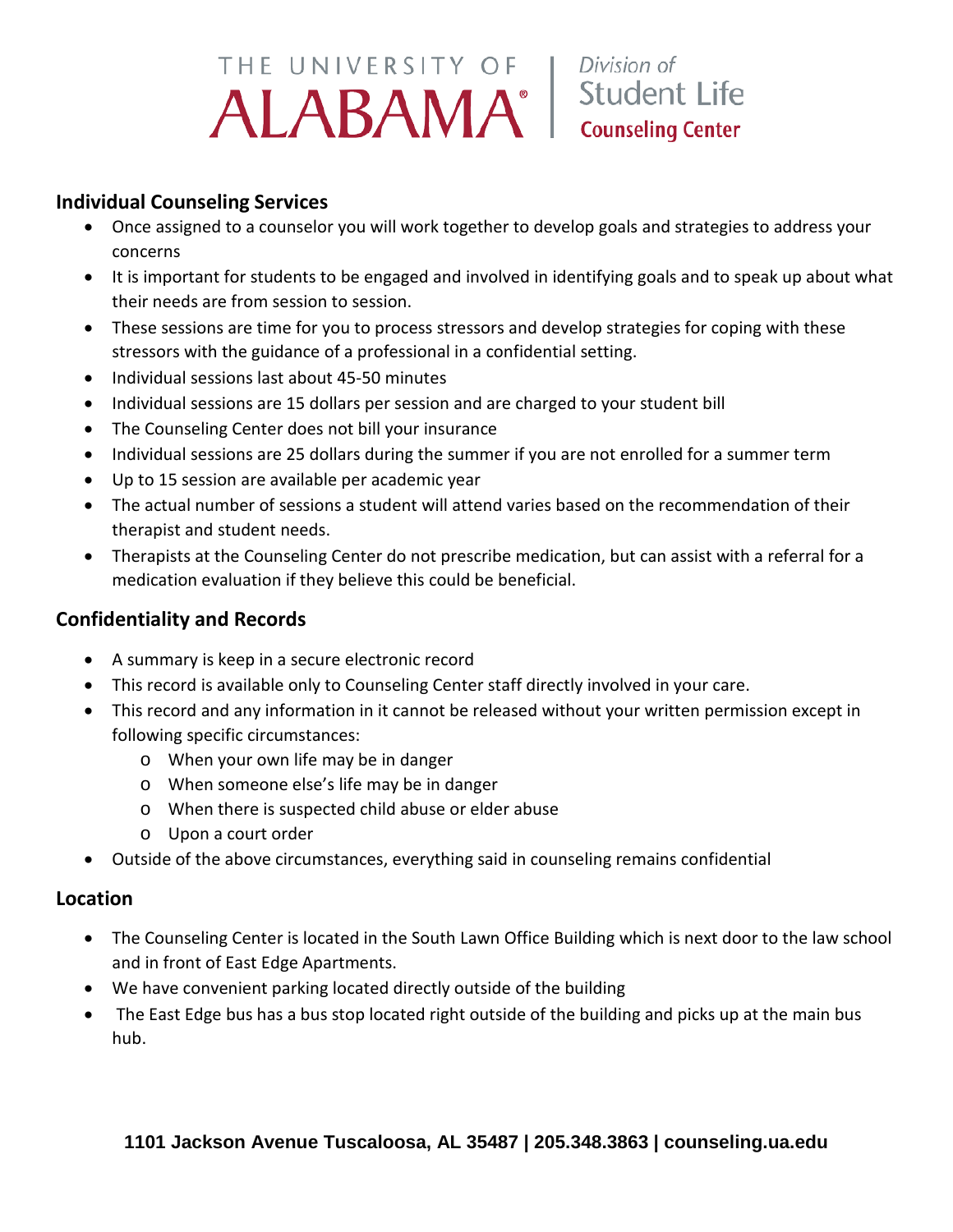THE UNIVERSITY OF ALABAMA® | *Division of* Student Life **Counseling Center**

## Individual Counseling Services

- Once assigned to a counselor you will work together to develop goals and strategies to address your concerns
- It is important for students to be engaged and involved in identifying goals and to speak up about what their needs are from session to session.
- These sessions are time for you to process stressors and develop strategies for coping with these stressors with the guidance of a professional in a confidential setting.
- Individual sessions last about 45-50 minutes
- Individual sessions are 15 dollars per session and are charged to your student bill
- The Counseling Center does not bill your insurance
- Individual sessions are 25 dollars during the summer if you are not enrolled for a summer term
- Up to 15 session are available per academic year
- The actual number of sessions a student will attend varies based on the recommendation of their therapist and student needs.
- Therapists at the Counseling Center do not prescribe medication, but can assist with a referral for a medication evaluation if they believe this could be beneficial.

## Confidentiality and Records

- A summary is keep in a secure electronic record
- This record is available only to Counseling Center staff directly involved in your care.
- This record and any information in it cannot be released without your written permission except in following specific circumstances:
  - When your own life may be in danger
  - When someone else's life may be in danger
  - When there is suspected child abuse or elder abuse
  - Upon a court order
- Outside of the above circumstances, everything said in counseling remains confidential

## Location

- The Counseling Center is located in the South Lawn Office Building which is next door to the law school and in front of East Edge Apartments.
- We have convenient parking located directly outside of the building
- The East Edge bus has a bus stop located right outside of the building and picks up at the main bus hub.

**1101 Jackson Avenue Tuscaloosa, AL 35487 | 205.348.3863 | counseling.ua.edu**